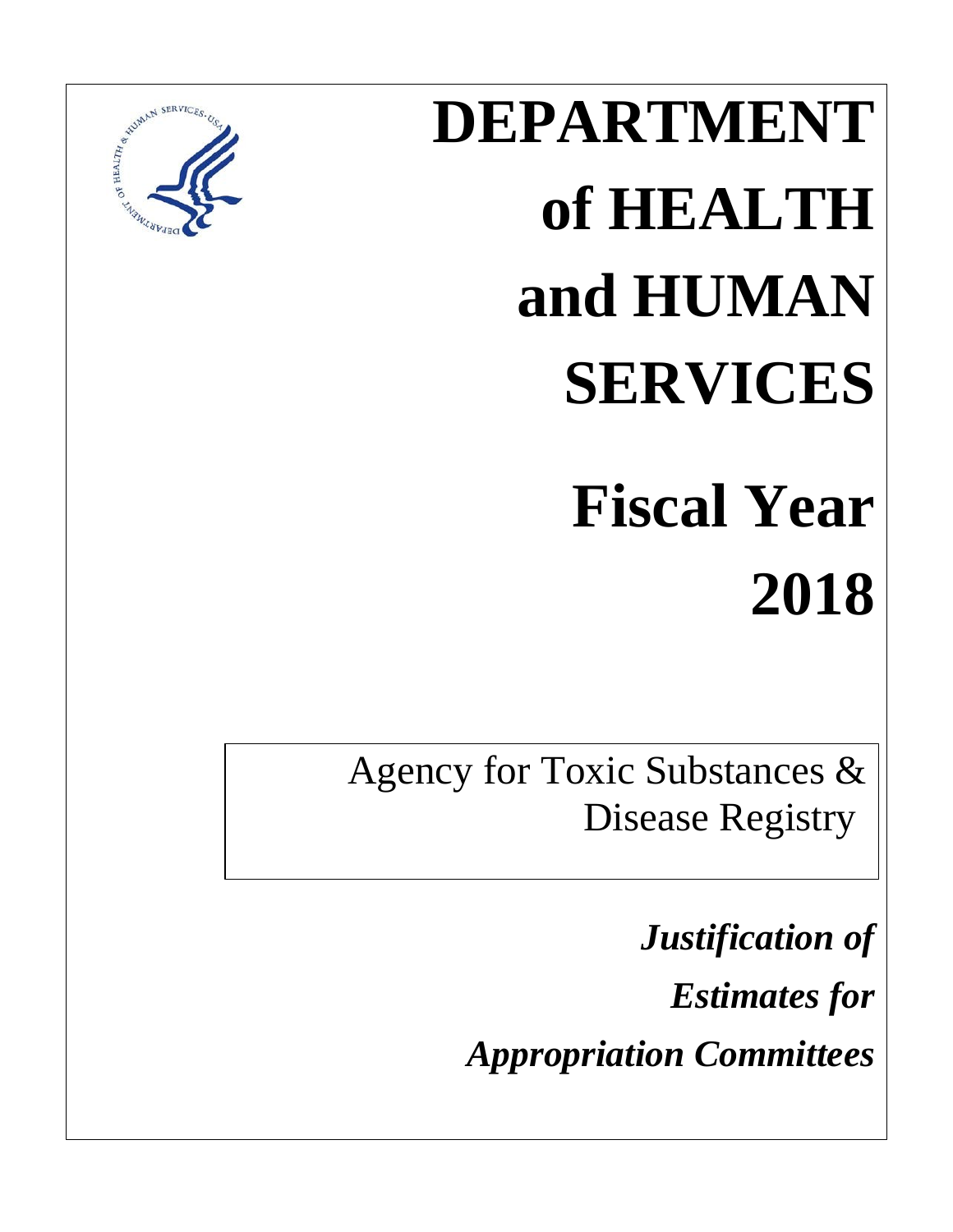# DEPARTMENT of HEALTH and HUMAN SERVICES

# Fiscal Year 2018

Agency for Toxic Substances & Disease Registry

***Justification of Estimates for Appropriation Committees***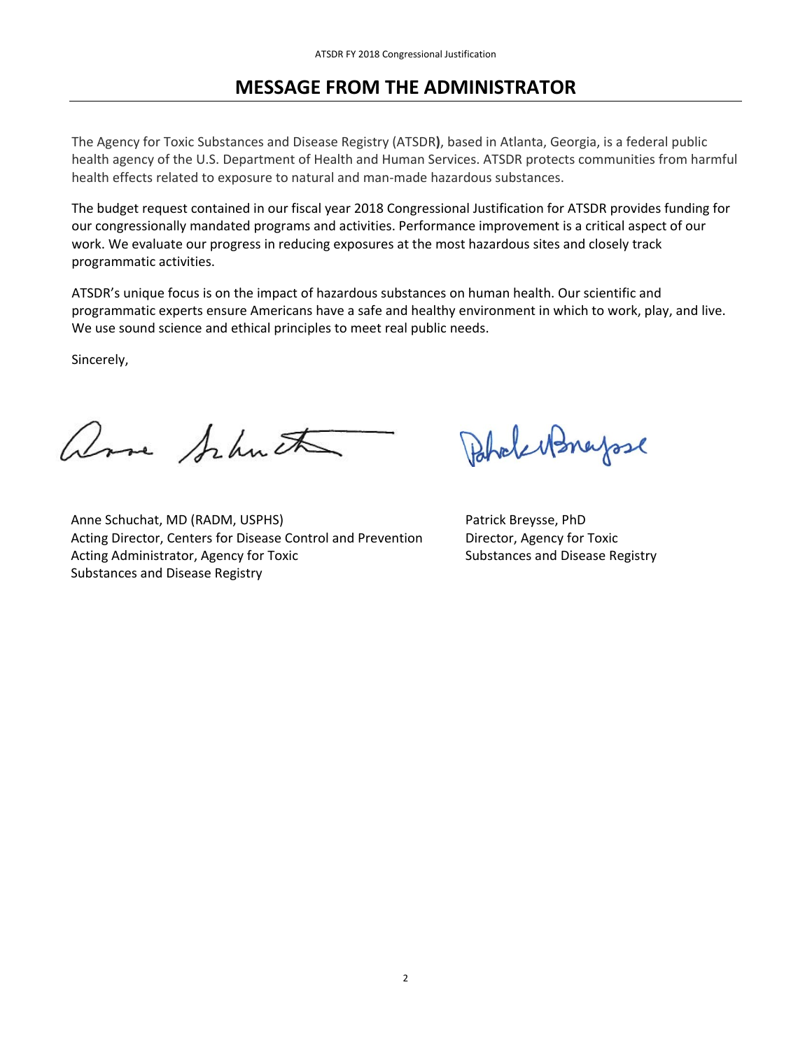# MESSAGE FROM THE ADMINISTRATOR

The Agency for Toxic Substances and Disease Registry (ATSDR), based in Atlanta, Georgia, is a federal public health agency of the U.S. Department of Health and Human Services. ATSDR protects communities from harmful health effects related to exposure to natural and man-made hazardous substances.

The budget request contained in our fiscal year 2018 Congressional Justification for ATSDR provides funding for our congressionally mandated programs and activities. Performance improvement is a critical aspect of our work. We evaluate our progress in reducing exposures at the most hazardous sites and closely track programmatic activities.

ATSDR's unique focus is on the impact of hazardous substances on human health. Our scientific and programmatic experts ensure Americans have a safe and healthy environment in which to work, play, and live. We use sound science and ethical principles to meet real public needs.

Sincerely,

Anne Schuchat, MD (RADM, USPHS)
Acting Director, Centers for Disease Control and Prevention
Acting Administrator, Agency for Toxic Substances and Disease Registry

Patrick Breysse, PhD
Director, Agency for Toxic Substances and Disease Registry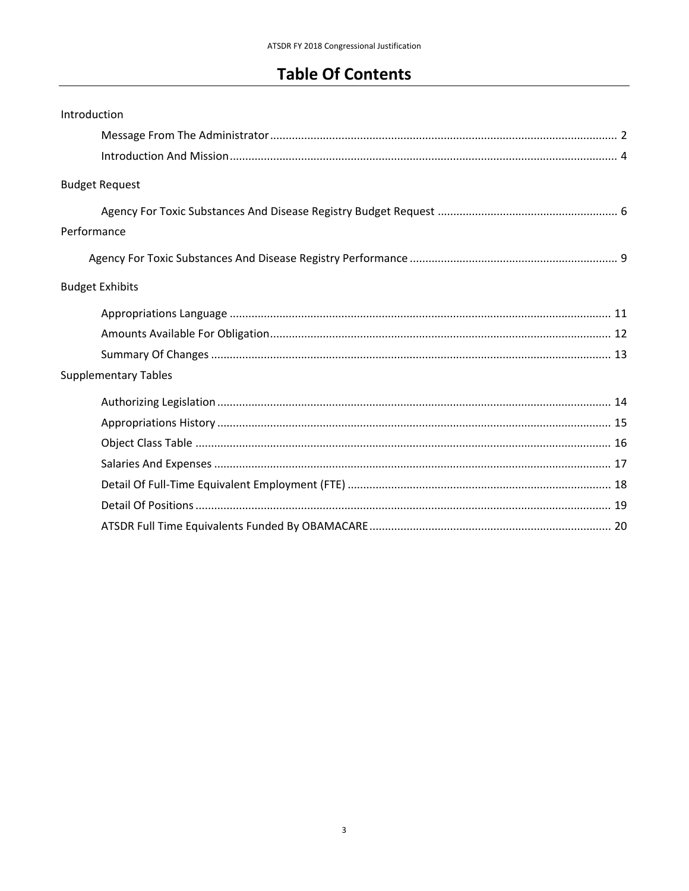# Table Of Contents

Introduction

- Message From The Administrator ... 2
- Introduction And Mission ... 4

Budget Request

- Agency For Toxic Substances And Disease Registry Budget Request ... 6

Performance

- Agency For Toxic Substances And Disease Registry Performance ... 9

Budget Exhibits

- Appropriations Language ... 11
- Amounts Available For Obligation ... 12
- Summary Of Changes ... 13

Supplementary Tables

- Authorizing Legislation ... 14
- Appropriations History ... 15
- Object Class Table ... 16
- Salaries And Expenses ... 17
- Detail Of Full-Time Equivalent Employment (FTE) ... 18
- Detail Of Positions ... 19
- ATSDR Full Time Equivalents Funded By OBAMACARE ... 20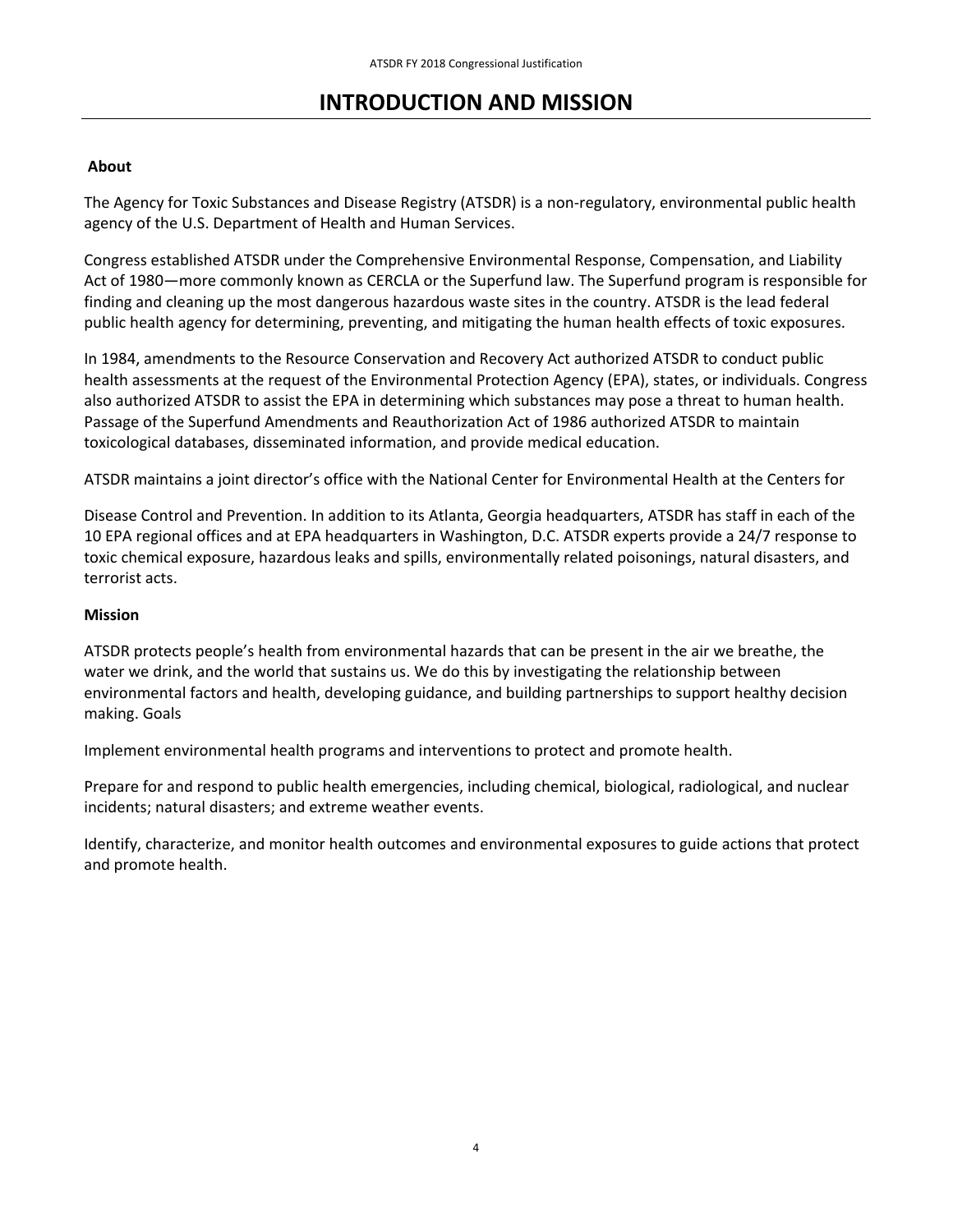# INTRODUCTION AND MISSION

**About**

The Agency for Toxic Substances and Disease Registry (ATSDR) is a non-regulatory, environmental public health agency of the U.S. Department of Health and Human Services.

Congress established ATSDR under the Comprehensive Environmental Response, Compensation, and Liability Act of 1980—more commonly known as CERCLA or the Superfund law. The Superfund program is responsible for finding and cleaning up the most dangerous hazardous waste sites in the country. ATSDR is the lead federal public health agency for determining, preventing, and mitigating the human health effects of toxic exposures.

In 1984, amendments to the Resource Conservation and Recovery Act authorized ATSDR to conduct public health assessments at the request of the Environmental Protection Agency (EPA), states, or individuals. Congress also authorized ATSDR to assist the EPA in determining which substances may pose a threat to human health. Passage of the Superfund Amendments and Reauthorization Act of 1986 authorized ATSDR to maintain toxicological databases, disseminated information, and provide medical education.

ATSDR maintains a joint director's office with the National Center for Environmental Health at the Centers for

Disease Control and Prevention. In addition to its Atlanta, Georgia headquarters, ATSDR has staff in each of the 10 EPA regional offices and at EPA headquarters in Washington, D.C. ATSDR experts provide a 24/7 response to toxic chemical exposure, hazardous leaks and spills, environmentally related poisonings, natural disasters, and terrorist acts.

**Mission**

ATSDR protects people's health from environmental hazards that can be present in the air we breathe, the water we drink, and the world that sustains us. We do this by investigating the relationship between environmental factors and health, developing guidance, and building partnerships to support healthy decision making. Goals

Implement environmental health programs and interventions to protect and promote health.

Prepare for and respond to public health emergencies, including chemical, biological, radiological, and nuclear incidents; natural disasters; and extreme weather events.

Identify, characterize, and monitor health outcomes and environmental exposures to guide actions that protect and promote health.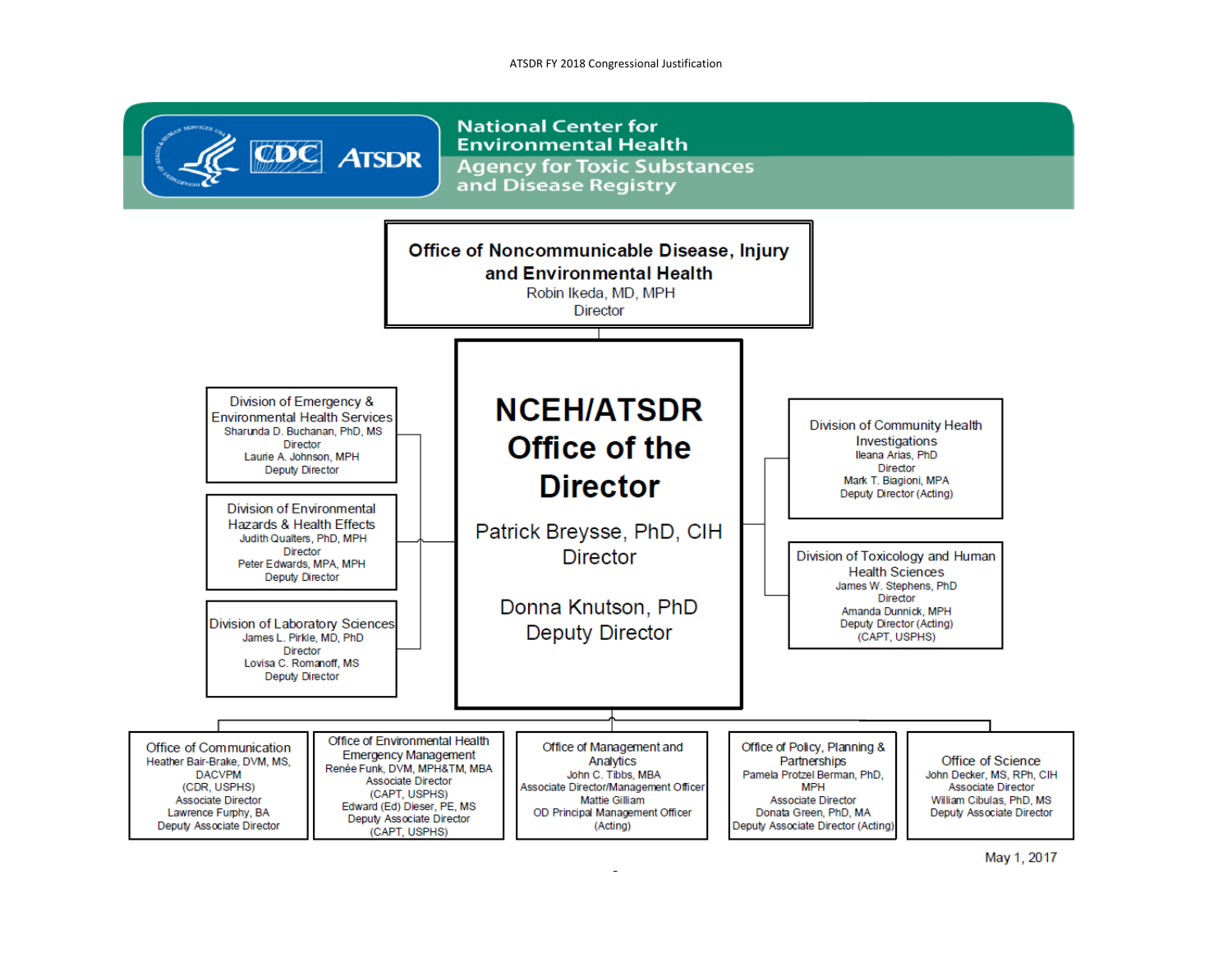# National Center for Environmental Health
# Agency for Toxic Substances and Disease Registry

## Office of Noncommunicable Disease, Injury and Environmental Health
Robin Ikeda, MD, MPH
Director

## NCEH/ATSDR Office of the Director
Patrick Breysse, PhD, CIH
Director

Donna Knutson, PhD
Deputy Director

### Division of Emergency & Environmental Health Services
Sharunda D. Buchanan, PhD, MS
Director
Laurie A. Johnson, MPH
Deputy Director

### Division of Environmental Hazards & Health Effects
Judith Qualters, PhD, MPH
Director
Peter Edwards, MPA, MPH
Deputy Director

### Division of Laboratory Sciences
James L. Pirkle, MD, PhD
Director
Lovisa C. Romanoff, MS
Deputy Director

### Division of Community Health Investigations
Ileana Arias, PhD
Director
Mark T. Biagioni, MPA
Deputy Director (Acting)

### Division of Toxicology and Human Health Sciences
James W. Stephens, PhD
Director
Amanda Dunnick, MPH
Deputy Director (Acting)
(CAPT, USPHS)

### Office of Communication
Heather Bair-Brake, DVM, MS, DACVPM
(CDR, USPHS)
Associate Director
Lawrence Furphy, BA
Deputy Associate Director

### Office of Environmental Health Emergency Management
Renée Funk, DVM, MPH&TM, MBA
Associate Director
(CAPT, USPHS)
Edward (Ed) Dieser, PE, MS
Deputy Associate Director
(CAPT, USPHS)

### Office of Management and Analytics
John C. Tibbs, MBA
Associate Director/Management Officer
Mattie Gilliam
OD Principal Management Officer
(Acting)

### Office of Policy, Planning & Partnerships
Pamela Protzel Berman, PhD, MPH
Associate Director
Donata Green, PhD, MA
Deputy Associate Director (Acting)

### Office of Science
John Decker, MS, RPh, CIH
Associate Director
William Cibulas, PhD, MS
Deputy Associate Director

May 1, 2017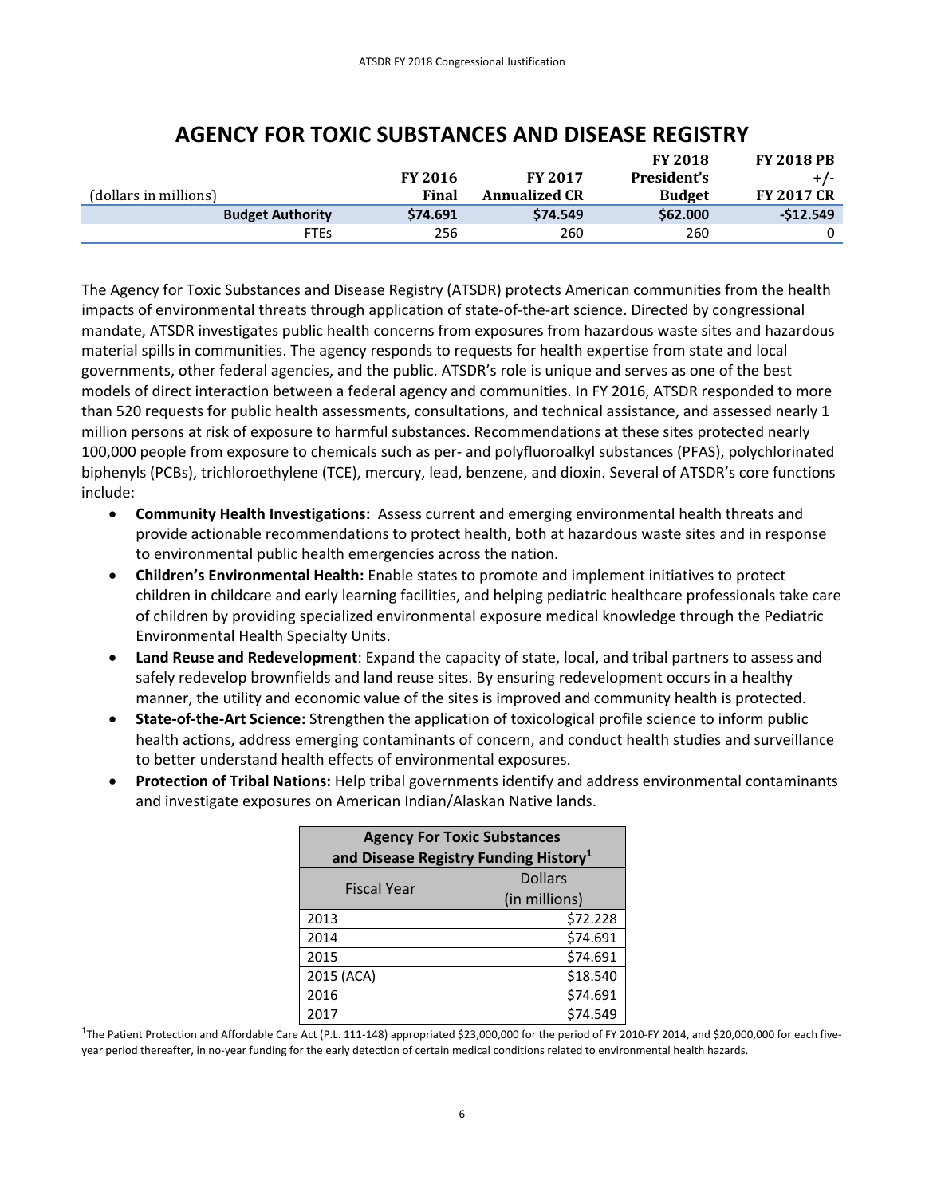# AGENCY FOR TOXIC SUBSTANCES AND DISEASE REGISTRY

| (dollars in millions) | FY 2016 Final | FY 2017 Annualized CR | FY 2018 President's Budget | FY 2018 PB +/- FY 2017 CR |
|---|---|---|---|---|
| **Budget Authority** | **$74.691** | **$74.549** | **$62.000** | **-$12.549** |
| FTEs | 256 | 260 | 260 | 0 |

The Agency for Toxic Substances and Disease Registry (ATSDR) protects American communities from the health impacts of environmental threats through application of state-of-the-art science. Directed by congressional mandate, ATSDR investigates public health concerns from exposures from hazardous waste sites and hazardous material spills in communities. The agency responds to requests for health expertise from state and local governments, other federal agencies, and the public. ATSDR's role is unique and serves as one of the best models of direct interaction between a federal agency and communities. In FY 2016, ATSDR responded to more than 520 requests for public health assessments, consultations, and technical assistance, and assessed nearly 1 million persons at risk of exposure to harmful substances. Recommendations at these sites protected nearly 100,000 people from exposure to chemicals such as per- and polyfluoroalkyl substances (PFAS), polychlorinated biphenyls (PCBs), trichloroethylene (TCE), mercury, lead, benzene, and dioxin. Several of ATSDR's core functions include:

- **Community Health Investigations:** Assess current and emerging environmental health threats and provide actionable recommendations to protect health, both at hazardous waste sites and in response to environmental public health emergencies across the nation.
- **Children's Environmental Health:** Enable states to promote and implement initiatives to protect children in childcare and early learning facilities, and helping pediatric healthcare professionals take care of children by providing specialized environmental exposure medical knowledge through the Pediatric Environmental Health Specialty Units.
- **Land Reuse and Redevelopment**: Expand the capacity of state, local, and tribal partners to assess and safely redevelop brownfields and land reuse sites. By ensuring redevelopment occurs in a healthy manner, the utility and economic value of the sites is improved and community health is protected.
- **State-of-the-Art Science:** Strengthen the application of toxicological profile science to inform public health actions, address emerging contaminants of concern, and conduct health studies and surveillance to better understand health effects of environmental exposures.
- **Protection of Tribal Nations:** Help tribal governments identify and address environmental contaminants and investigate exposures on American Indian/Alaskan Native lands.

| Agency For Toxic Substances and Disease Registry Funding History[1] | |
|---|---|
| Fiscal Year | Dollars (in millions) |
| 2013 | $72.228 |
| 2014 | $74.691 |
| 2015 | $74.691 |
| 2015 (ACA) | $18.540 |
| 2016 | $74.691 |
| 2017 | $74.549 |

[1]The Patient Protection and Affordable Care Act (P.L. 111-148) appropriated $23,000,000 for the period of FY 2010-FY 2014, and $20,000,000 for each five-year period thereafter, in no-year funding for the early detection of certain medical conditions related to environmental health hazards.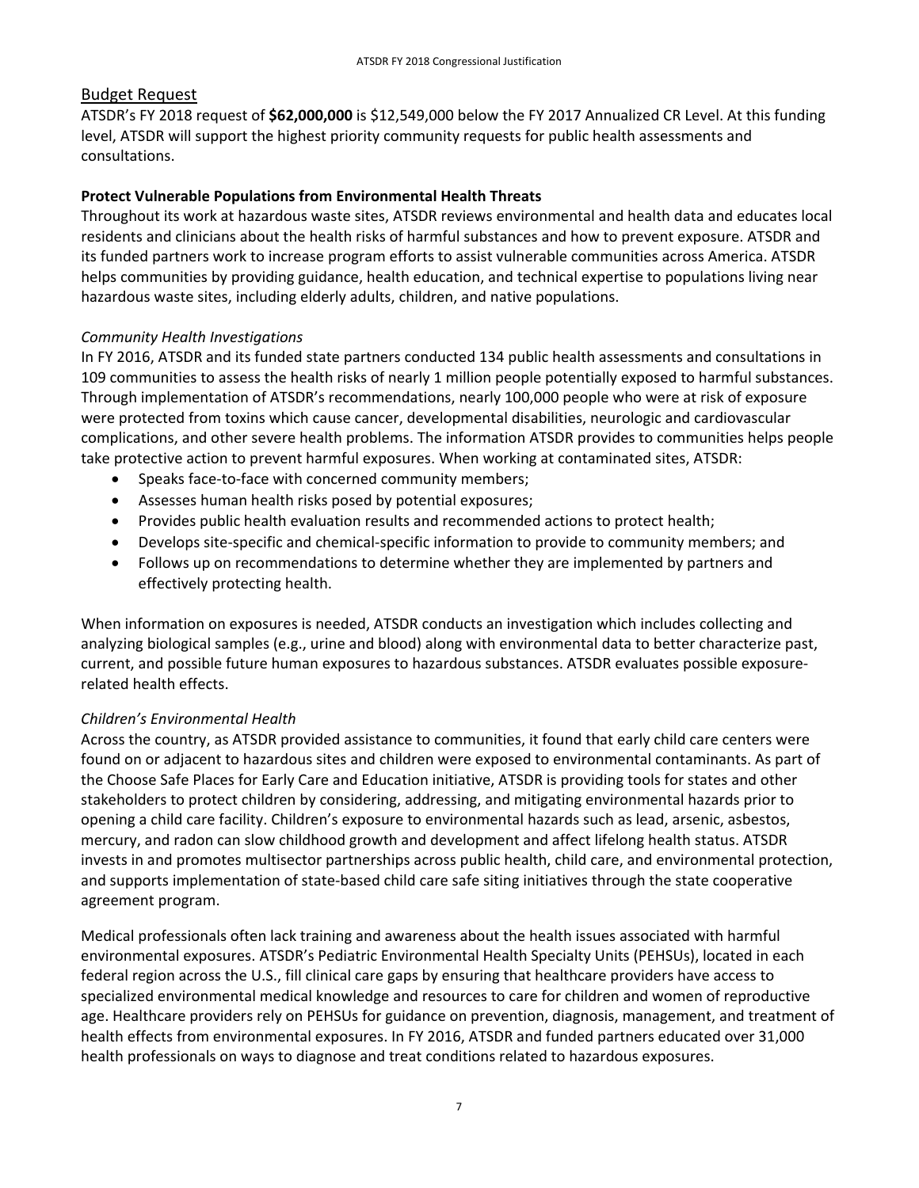## Budget Request

ATSDR's FY 2018 request of **$62,000,000** is $12,549,000 below the FY 2017 Annualized CR Level. At this funding level, ATSDR will support the highest priority community requests for public health assessments and consultations.

**Protect Vulnerable Populations from Environmental Health Threats**

Throughout its work at hazardous waste sites, ATSDR reviews environmental and health data and educates local residents and clinicians about the health risks of harmful substances and how to prevent exposure. ATSDR and its funded partners work to increase program efforts to assist vulnerable communities across America. ATSDR helps communities by providing guidance, health education, and technical expertise to populations living near hazardous waste sites, including elderly adults, children, and native populations.

*Community Health Investigations*

In FY 2016, ATSDR and its funded state partners conducted 134 public health assessments and consultations in 109 communities to assess the health risks of nearly 1 million people potentially exposed to harmful substances. Through implementation of ATSDR's recommendations, nearly 100,000 people who were at risk of exposure were protected from toxins which cause cancer, developmental disabilities, neurologic and cardiovascular complications, and other severe health problems. The information ATSDR provides to communities helps people take protective action to prevent harmful exposures. When working at contaminated sites, ATSDR:

- Speaks face-to-face with concerned community members;
- Assesses human health risks posed by potential exposures;
- Provides public health evaluation results and recommended actions to protect health;
- Develops site-specific and chemical-specific information to provide to community members; and
- Follows up on recommendations to determine whether they are implemented by partners and effectively protecting health.

When information on exposures is needed, ATSDR conducts an investigation which includes collecting and analyzing biological samples (e.g., urine and blood) along with environmental data to better characterize past, current, and possible future human exposures to hazardous substances. ATSDR evaluates possible exposure-related health effects.

*Children's Environmental Health*

Across the country, as ATSDR provided assistance to communities, it found that early child care centers were found on or adjacent to hazardous sites and children were exposed to environmental contaminants. As part of the Choose Safe Places for Early Care and Education initiative, ATSDR is providing tools for states and other stakeholders to protect children by considering, addressing, and mitigating environmental hazards prior to opening a child care facility. Children's exposure to environmental hazards such as lead, arsenic, asbestos, mercury, and radon can slow childhood growth and development and affect lifelong health status. ATSDR invests in and promotes multisector partnerships across public health, child care, and environmental protection, and supports implementation of state-based child care safe siting initiatives through the state cooperative agreement program.

Medical professionals often lack training and awareness about the health issues associated with harmful environmental exposures. ATSDR's Pediatric Environmental Health Specialty Units (PEHSUs), located in each federal region across the U.S., fill clinical care gaps by ensuring that healthcare providers have access to specialized environmental medical knowledge and resources to care for children and women of reproductive age. Healthcare providers rely on PEHSUs for guidance on prevention, diagnosis, management, and treatment of health effects from environmental exposures. In FY 2016, ATSDR and funded partners educated over 31,000 health professionals on ways to diagnose and treat conditions related to hazardous exposures.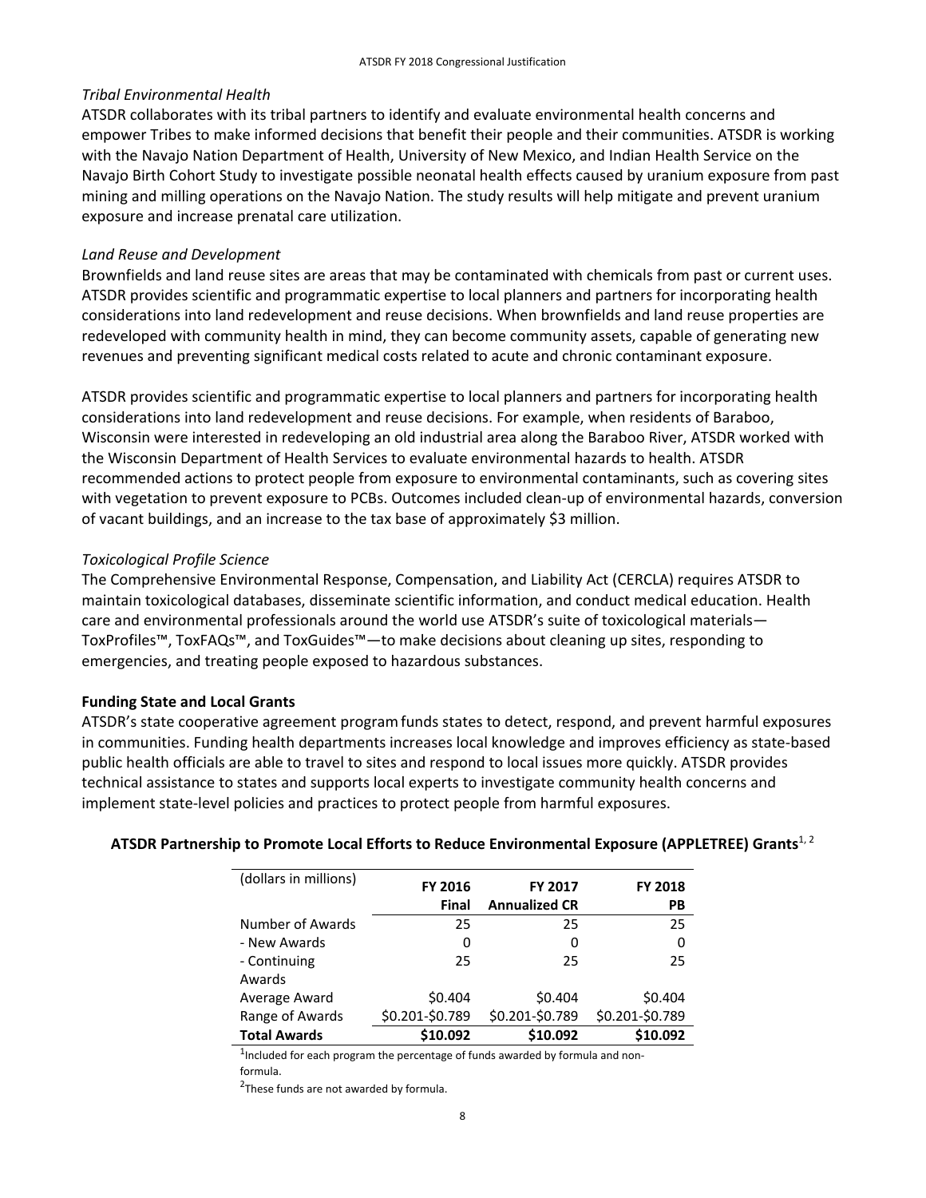*Tribal Environmental Health*

ATSDR collaborates with its tribal partners to identify and evaluate environmental health concerns and empower Tribes to make informed decisions that benefit their people and their communities. ATSDR is working with the Navajo Nation Department of Health, University of New Mexico, and Indian Health Service on the Navajo Birth Cohort Study to investigate possible neonatal health effects caused by uranium exposure from past mining and milling operations on the Navajo Nation. The study results will help mitigate and prevent uranium exposure and increase prenatal care utilization.

*Land Reuse and Development*

Brownfields and land reuse sites are areas that may be contaminated with chemicals from past or current uses. ATSDR provides scientific and programmatic expertise to local planners and partners for incorporating health considerations into land redevelopment and reuse decisions. When brownfields and land reuse properties are redeveloped with community health in mind, they can become community assets, capable of generating new revenues and preventing significant medical costs related to acute and chronic contaminant exposure.

ATSDR provides scientific and programmatic expertise to local planners and partners for incorporating health considerations into land redevelopment and reuse decisions. For example, when residents of Baraboo, Wisconsin were interested in redeveloping an old industrial area along the Baraboo River, ATSDR worked with the Wisconsin Department of Health Services to evaluate environmental hazards to health. ATSDR recommended actions to protect people from exposure to environmental contaminants, such as covering sites with vegetation to prevent exposure to PCBs. Outcomes included clean-up of environmental hazards, conversion of vacant buildings, and an increase to the tax base of approximately $3 million.

*Toxicological Profile Science*

The Comprehensive Environmental Response, Compensation, and Liability Act (CERCLA) requires ATSDR to maintain toxicological databases, disseminate scientific information, and conduct medical education. Health care and environmental professionals around the world use ATSDR's suite of toxicological materials—ToxProfiles™, ToxFAQs™, and ToxGuides™—to make decisions about cleaning up sites, responding to emergencies, and treating people exposed to hazardous substances.

**Funding State and Local Grants**

ATSDR's state cooperative agreement program funds states to detect, respond, and prevent harmful exposures in communities. Funding health departments increases local knowledge and improves efficiency as state-based public health officials are able to travel to sites and respond to local issues more quickly. ATSDR provides technical assistance to states and supports local experts to investigate community health concerns and implement state-level policies and practices to protect people from harmful exposures.

**ATSDR Partnership to Promote Local Efforts to Reduce Environmental Exposure (APPLETREE) Grants**[1, 2]

| (dollars in millions) | FY 2016 Final | FY 2017 Annualized CR | FY 2018 PB |
|---|---|---|---|
| Number of Awards | 25 | 25 | 25 |
| - New Awards | 0 | 0 | 0 |
| - Continuing Awards | 25 | 25 | 25 |
| Average Award | $0.404 | $0.404 | $0.404 |
| Range of Awards | $0.201-$0.789 | $0.201-$0.789 | $0.201-$0.789 |
| **Total Awards** | **$10.092** | **$10.092** | **$10.092** |

[1]Included for each program the percentage of funds awarded by formula and non-formula.

[2]These funds are not awarded by formula.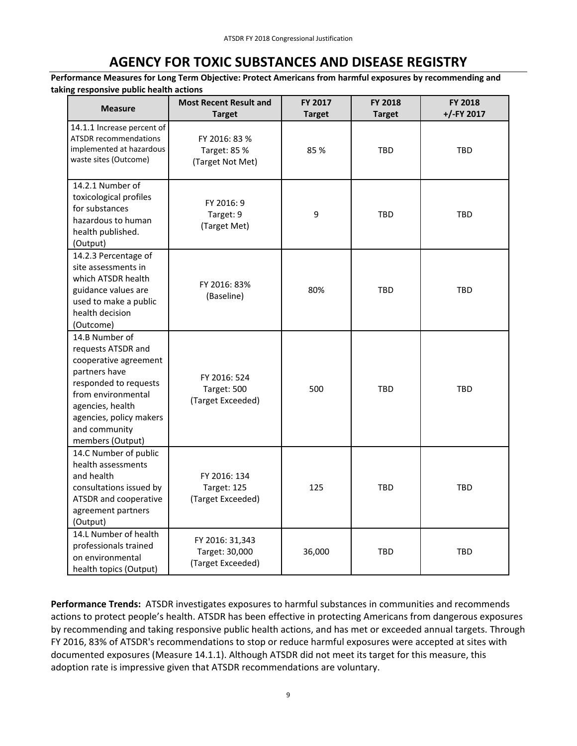# AGENCY FOR TOXIC SUBSTANCES AND DISEASE REGISTRY

**Performance Measures for Long Term Objective: Protect Americans from harmful exposures by recommending and taking responsive public health actions**

| Measure | Most Recent Result and Target | FY 2017 Target | FY 2018 Target | FY 2018 +/-FY 2017 |
|---|---|---|---|---|
| 14.1.1 Increase percent of ATSDR recommendations implemented at hazardous waste sites (Outcome) | FY 2016: 83 % Target: 85 % (Target Not Met) | 85 % | TBD | TBD |
| 14.2.1 Number of toxicological profiles for substances hazardous to human health published. (Output) | FY 2016: 9 Target: 9 (Target Met) | 9 | TBD | TBD |
| 14.2.3 Percentage of site assessments in which ATSDR health guidance values are used to make a public health decision (Outcome) | FY 2016: 83% (Baseline) | 80% | TBD | TBD |
| 14.B Number of requests ATSDR and cooperative agreement partners have responded to requests from environmental agencies, health agencies, policy makers and community members (Output) | FY 2016: 524 Target: 500 (Target Exceeded) | 500 | TBD | TBD |
| 14.C Number of public health assessments and health consultations issued by ATSDR and cooperative agreement partners (Output) | FY 2016: 134 Target: 125 (Target Exceeded) | 125 | TBD | TBD |
| 14.L Number of health professionals trained on environmental health topics (Output) | FY 2016: 31,343 Target: 30,000 (Target Exceeded) | 36,000 | TBD | TBD |

**Performance Trends:** ATSDR investigates exposures to harmful substances in communities and recommends actions to protect people's health. ATSDR has been effective in protecting Americans from dangerous exposures by recommending and taking responsive public health actions, and has met or exceeded annual targets. Through FY 2016, 83% of ATSDR's recommendations to stop or reduce harmful exposures were accepted at sites with documented exposures (Measure 14.1.1). Although ATSDR did not meet its target for this measure, this adoption rate is impressive given that ATSDR recommendations are voluntary.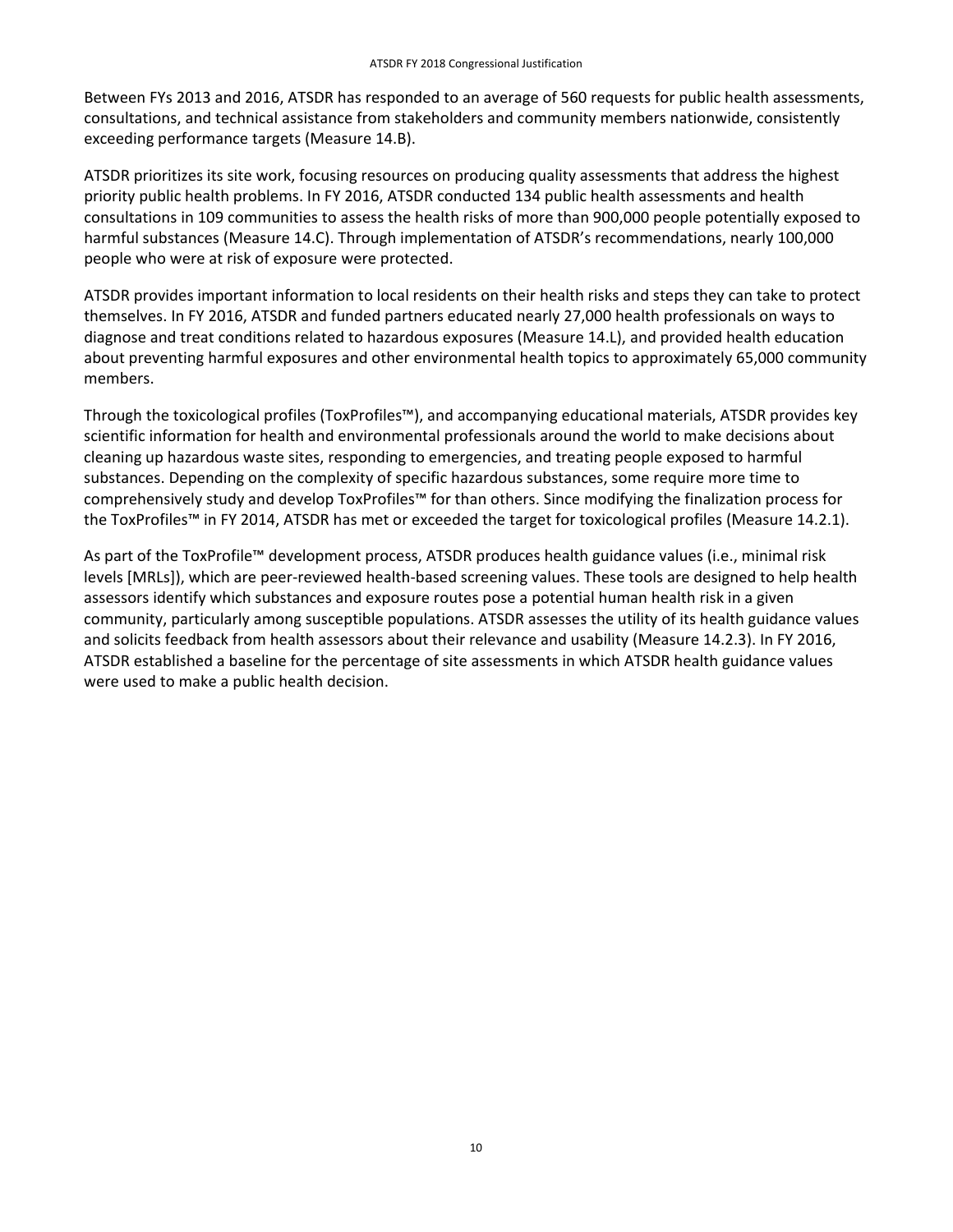Between FYs 2013 and 2016, ATSDR has responded to an average of 560 requests for public health assessments, consultations, and technical assistance from stakeholders and community members nationwide, consistently exceeding performance targets (Measure 14.B).

ATSDR prioritizes its site work, focusing resources on producing quality assessments that address the highest priority public health problems. In FY 2016, ATSDR conducted 134 public health assessments and health consultations in 109 communities to assess the health risks of more than 900,000 people potentially exposed to harmful substances (Measure 14.C). Through implementation of ATSDR's recommendations, nearly 100,000 people who were at risk of exposure were protected.

ATSDR provides important information to local residents on their health risks and steps they can take to protect themselves. In FY 2016, ATSDR and funded partners educated nearly 27,000 health professionals on ways to diagnose and treat conditions related to hazardous exposures (Measure 14.L), and provided health education about preventing harmful exposures and other environmental health topics to approximately 65,000 community members.

Through the toxicological profiles (ToxProfiles™), and accompanying educational materials, ATSDR provides key scientific information for health and environmental professionals around the world to make decisions about cleaning up hazardous waste sites, responding to emergencies, and treating people exposed to harmful substances. Depending on the complexity of specific hazardous substances, some require more time to comprehensively study and develop ToxProfiles™ for than others. Since modifying the finalization process for the ToxProfiles™ in FY 2014, ATSDR has met or exceeded the target for toxicological profiles (Measure 14.2.1).

As part of the ToxProfile™ development process, ATSDR produces health guidance values (i.e., minimal risk levels [MRLs]), which are peer-reviewed health-based screening values. These tools are designed to help health assessors identify which substances and exposure routes pose a potential human health risk in a given community, particularly among susceptible populations. ATSDR assesses the utility of its health guidance values and solicits feedback from health assessors about their relevance and usability (Measure 14.2.3). In FY 2016, ATSDR established a baseline for the percentage of site assessments in which ATSDR health guidance values were used to make a public health decision.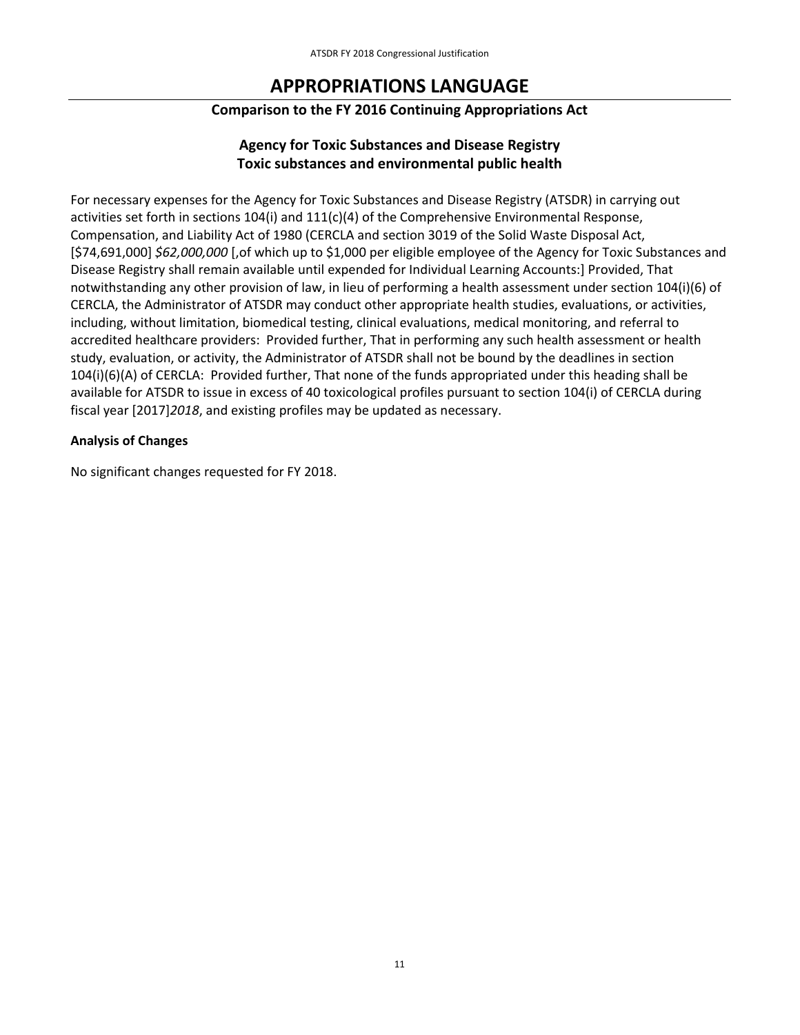# APPROPRIATIONS LANGUAGE

### Comparison to the FY 2016 Continuing Appropriations Act

### Agency for Toxic Substances and Disease Registry
### Toxic substances and environmental public health

For necessary expenses for the Agency for Toxic Substances and Disease Registry (ATSDR) in carrying out activities set forth in sections 104(i) and 111(c)(4) of the Comprehensive Environmental Response, Compensation, and Liability Act of 1980 (CERCLA and section 3019 of the Solid Waste Disposal Act, [$74,691,000] *$62,000,000* [,of which up to $1,000 per eligible employee of the Agency for Toxic Substances and Disease Registry shall remain available until expended for Individual Learning Accounts:] Provided, That notwithstanding any other provision of law, in lieu of performing a health assessment under section 104(i)(6) of CERCLA, the Administrator of ATSDR may conduct other appropriate health studies, evaluations, or activities, including, without limitation, biomedical testing, clinical evaluations, medical monitoring, and referral to accredited healthcare providers: Provided further, That in performing any such health assessment or health study, evaluation, or activity, the Administrator of ATSDR shall not be bound by the deadlines in section 104(i)(6)(A) of CERCLA: Provided further, That none of the funds appropriated under this heading shall be available for ATSDR to issue in excess of 40 toxicological profiles pursuant to section 104(i) of CERCLA during fiscal year [2017]*2018*, and existing profiles may be updated as necessary.

**Analysis of Changes**

No significant changes requested for FY 2018.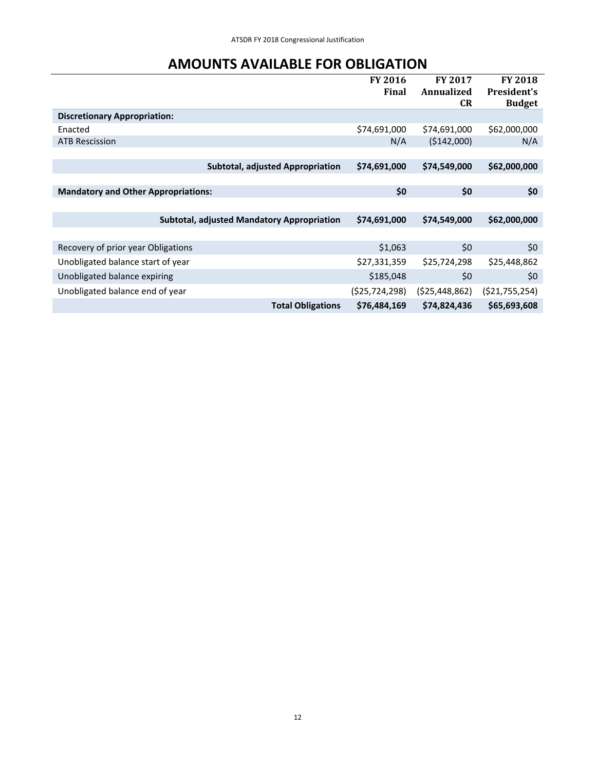# AMOUNTS AVAILABLE FOR OBLIGATION

| | FY 2016 Final | FY 2017 Annualized CR | FY 2018 President's Budget |
|---|---|---|---|
| **Discretionary Appropriation:** | | | |
| Enacted | $74,691,000 | $74,691,000 | $62,000,000 |
| ATB Rescission | N/A | ($142,000) | N/A |
| **Subtotal, adjusted Appropriation** | **$74,691,000** | **$74,549,000** | **$62,000,000** |
| **Mandatory and Other Appropriations:** | **$0** | **$0** | **$0** |
| **Subtotal, adjusted Mandatory Appropriation** | **$74,691,000** | **$74,549,000** | **$62,000,000** |
| Recovery of prior year Obligations | $1,063 | $0 | $0 |
| Unobligated balance start of year | $27,331,359 | $25,724,298 | $25,448,862 |
| Unobligated balance expiring | $185,048 | $0 | $0 |
| Unobligated balance end of year | ($25,724,298) | ($25,448,862) | ($21,755,254) |
| **Total Obligations** | **$76,484,169** | **$74,824,436** | **$65,693,608** |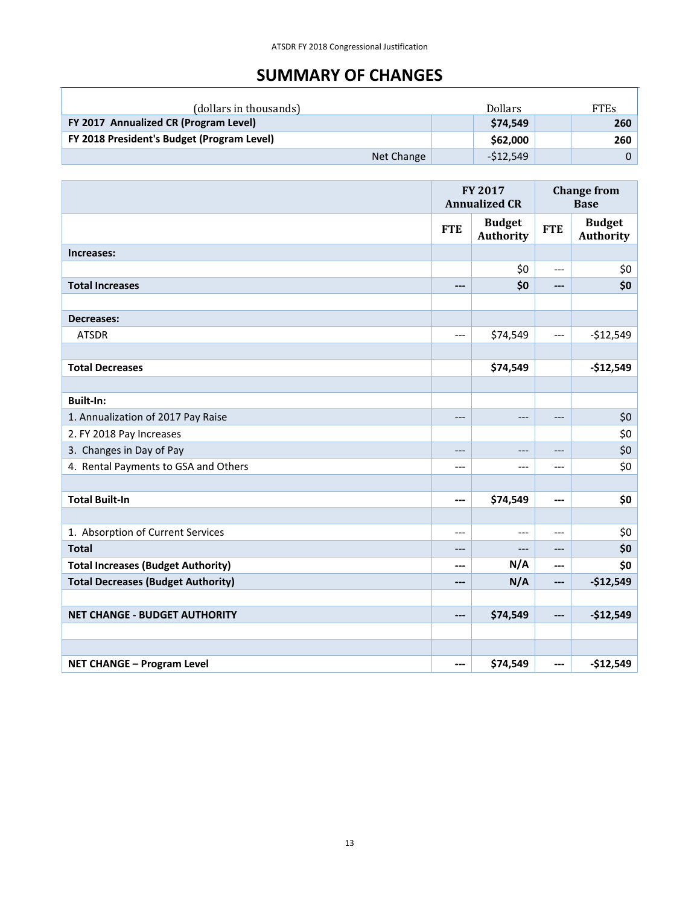# SUMMARY OF CHANGES

| (dollars in thousands) | | Dollars | | FTEs |
|---|---|---|---|---|
| **FY 2017 Annualized CR (Program Level)** | | **$74,549** | | **260** |
| **FY 2018 President's Budget (Program Level)** | | **$62,000** | | **260** |
| Net Change | | -$12,549 | | 0 |

| | FY 2017 Annualized CR | | Change from Base | |
|---|---|---|---|---|
| | FTE | Budget Authority | FTE | Budget Authority |
| **Increases:** | | | | |
| | | $0 | --- | $0 |
| **Total Increases** | **---** | **$0** | **---** | **$0** |
| | | | | |
| **Decreases:** | | | | |
| ATSDR | --- | $74,549 | --- | -$12,549 |
| | | | | |
| **Total Decreases** | | **$74,549** | | **-$12,549** |
| | | | | |
| **Built-In:** | | | | |
| 1. Annualization of 2017 Pay Raise | --- | --- | --- | $0 |
| 2. FY 2018 Pay Increases | | | | $0 |
| 3. Changes in Day of Pay | --- | --- | --- | $0 |
| 4. Rental Payments to GSA and Others | --- | --- | --- | $0 |
| | | | | |
| **Total Built-In** | **---** | **$74,549** | **---** | **$0** |
| | | | | |
| 1. Absorption of Current Services | --- | --- | --- | $0 |
| **Total** | --- | --- | --- | **$0** |
| **Total Increases (Budget Authority)** | **---** | **N/A** | **---** | **$0** |
| **Total Decreases (Budget Authority)** | **---** | **N/A** | **---** | **-$12,549** |
| | | | | |
| **NET CHANGE - BUDGET AUTHORITY** | **---** | **$74,549** | **---** | **-$12,549** |
| | | | | |
| | | | | |
| **NET CHANGE – Program Level** | **---** | **$74,549** | **---** | **-$12,549** |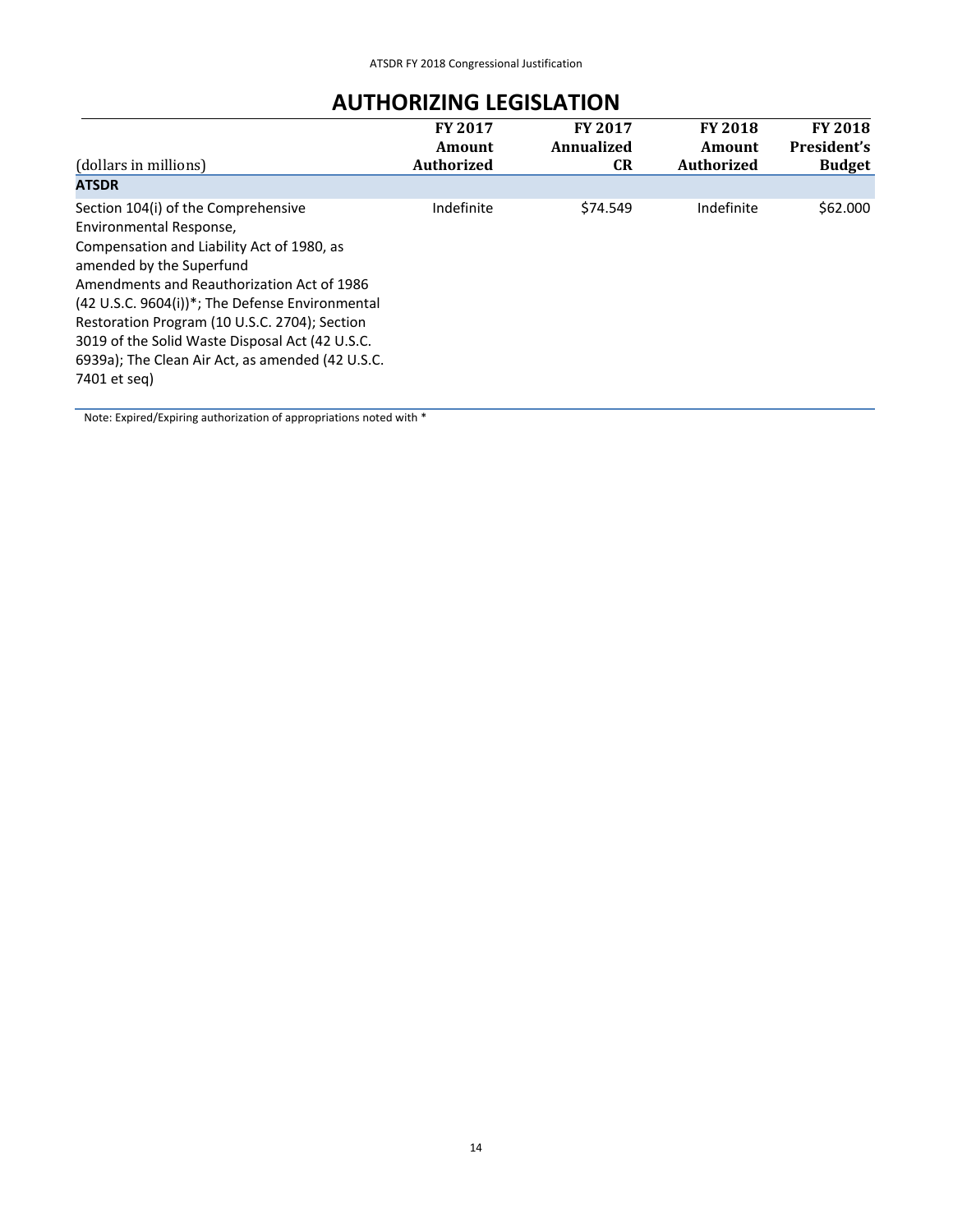# AUTHORIZING LEGISLATION

| (dollars in millions) | FY 2017 Amount Authorized | FY 2017 Annualized CR | FY 2018 Amount Authorized | FY 2018 President's Budget |
|---|---|---|---|---|
| **ATSDR** | | | | |
| Section 104(i) of the Comprehensive Environmental Response, Compensation and Liability Act of 1980, as amended by the Superfund Amendments and Reauthorization Act of 1986 (42 U.S.C. 9604(i))*; The Defense Environmental Restoration Program (10 U.S.C. 2704); Section 3019 of the Solid Waste Disposal Act (42 U.S.C. 6939a); The Clean Air Act, as amended (42 U.S.C. 7401 et seq) | Indefinite | $74.549 | Indefinite | $62.000 |

Note: Expired/Expiring authorization of appropriations noted with *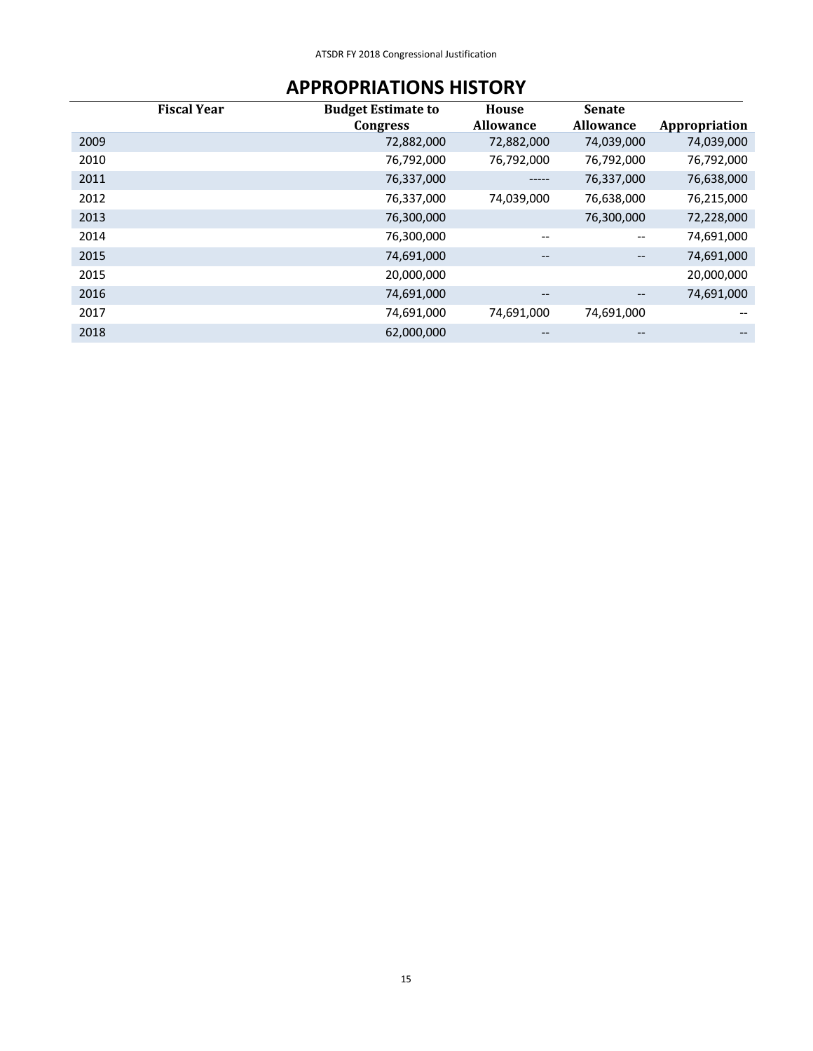# APPROPRIATIONS HISTORY

| Fiscal Year | Budget Estimate to Congress | House Allowance | Senate Allowance | Appropriation |
|---|---|---|---|---|
| 2009 | 72,882,000 | 72,882,000 | 74,039,000 | 74,039,000 |
| 2010 | 76,792,000 | 76,792,000 | 76,792,000 | 76,792,000 |
| 2011 | 76,337,000 | ----- | 76,337,000 | 76,638,000 |
| 2012 | 76,337,000 | 74,039,000 | 76,638,000 | 76,215,000 |
| 2013 | 76,300,000 | | 76,300,000 | 72,228,000 |
| 2014 | 76,300,000 | -- | -- | 74,691,000 |
| 2015 | 74,691,000 | -- | -- | 74,691,000 |
| 2015 | 20,000,000 | | | 20,000,000 |
| 2016 | 74,691,000 | -- | -- | 74,691,000 |
| 2017 | 74,691,000 | 74,691,000 | 74,691,000 | -- |
| 2018 | 62,000,000 | -- | -- | -- |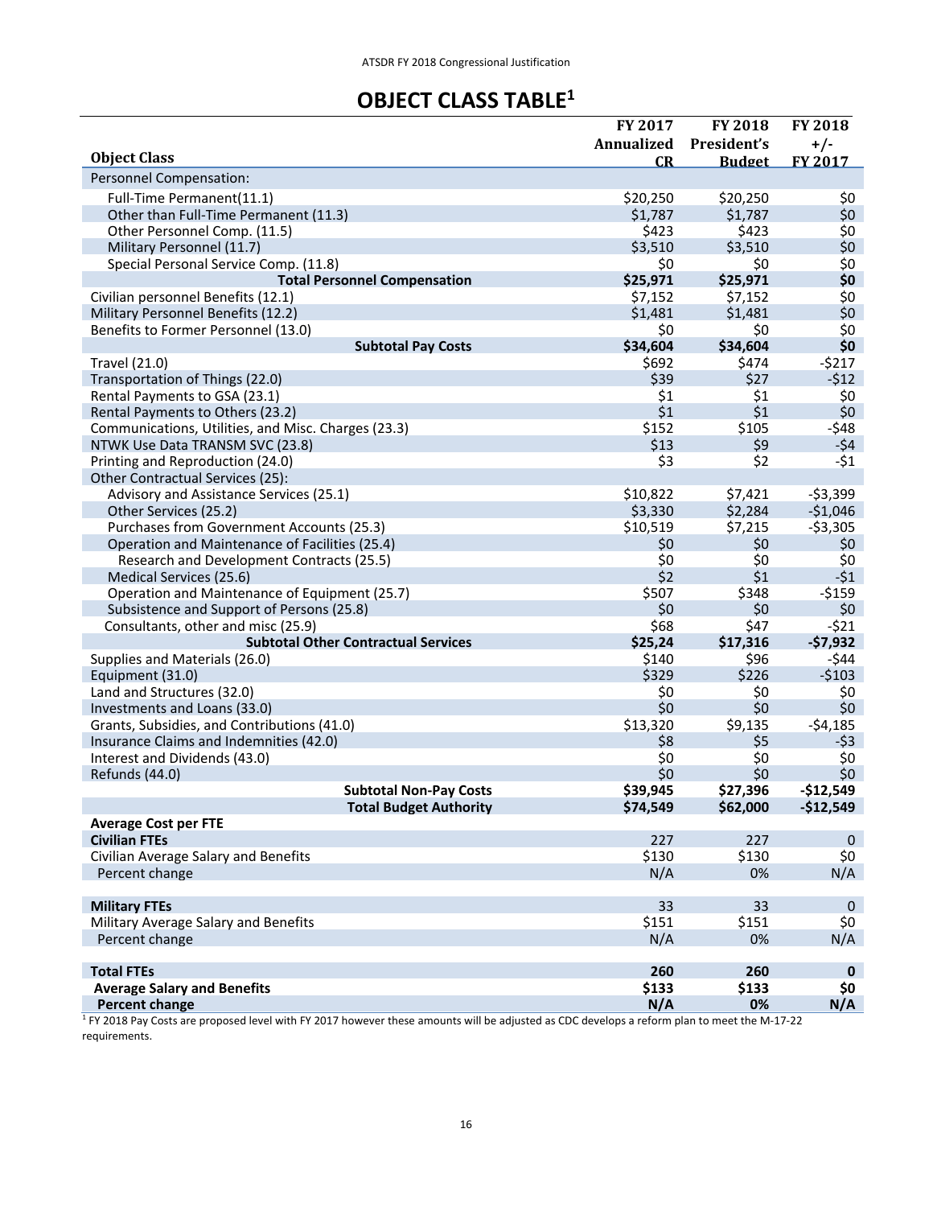# OBJECT CLASS TABLE[1]

| Object Class | FY 2017 Annualized CR | FY 2018 President's Budget | FY 2018 +/- FY 2017 |
|---|---|---|---|
| Personnel Compensation: | | | |
| Full-Time Permanent(11.1) | $20,250 | $20,250 | $0 |
| Other than Full-Time Permanent (11.3) | $1,787 | $1,787 | $0 |
| Other Personnel Comp. (11.5) | $423 | $423 | $0 |
| Military Personnel (11.7) | $3,510 | $3,510 | $0 |
| Special Personal Service Comp. (11.8) | $0 | $0 | $0 |
| **Total Personnel Compensation** | **$25,971** | **$25,971** | **$0** |
| Civilian personnel Benefits (12.1) | $7,152 | $7,152 | $0 |
| Military Personnel Benefits (12.2) | $1,481 | $1,481 | $0 |
| Benefits to Former Personnel (13.0) | $0 | $0 | $0 |
| **Subtotal Pay Costs** | **$34,604** | **$34,604** | **$0** |
| Travel (21.0) | $692 | $474 | -$217 |
| Transportation of Things (22.0) | $39 | $27 | -$12 |
| Rental Payments to GSA (23.1) | $1 | $1 | $0 |
| Rental Payments to Others (23.2) | $1 | $1 | $0 |
| Communications, Utilities, and Misc. Charges (23.3) | $152 | $105 | -$48 |
| NTWK Use Data TRANSM SVC (23.8) | $13 | $9 | -$4 |
| Printing and Reproduction (24.0) | $3 | $2 | -$1 |
| Other Contractual Services (25): | | | |
| Advisory and Assistance Services (25.1) | $10,822 | $7,421 | -$3,399 |
| Other Services (25.2) | $3,330 | $2,284 | -$1,046 |
| Purchases from Government Accounts (25.3) | $10,519 | $7,215 | -$3,305 |
| Operation and Maintenance of Facilities (25.4) | $0 | $0 | $0 |
| Research and Development Contracts (25.5) | $0 | $0 | $0 |
| Medical Services (25.6) | $2 | $1 | -$1 |
| Operation and Maintenance of Equipment (25.7) | $507 | $348 | -$159 |
| Subsistence and Support of Persons (25.8) | $0 | $0 | $0 |
| Consultants, other and misc (25.9) | $68 | $47 | -$21 |
| **Subtotal Other Contractual Services** | **$25,24** | **$17,316** | **-$7,932** |
| Supplies and Materials (26.0) | $140 | $96 | -$44 |
| Equipment (31.0) | $329 | $226 | -$103 |
| Land and Structures (32.0) | $0 | $0 | $0 |
| Investments and Loans (33.0) | $0 | $0 | $0 |
| Grants, Subsidies, and Contributions (41.0) | $13,320 | $9,135 | -$4,185 |
| Insurance Claims and Indemnities (42.0) | $8 | $5 | -$3 |
| Interest and Dividends (43.0) | $0 | $0 | $0 |
| Refunds (44.0) | $0 | $0 | $0 |
| **Subtotal Non-Pay Costs** | **$39,945** | **$27,396** | **-$12,549** |
| **Total Budget Authority** | **$74,549** | **$62,000** | **-$12,549** |
| **Average Cost per FTE** | | | |
| **Civilian FTEs** | 227 | 227 | 0 |
| Civilian Average Salary and Benefits | $130 | $130 | $0 |
| Percent change | N/A | 0% | N/A |
| | | | |
| **Military FTEs** | 33 | 33 | 0 |
| Military Average Salary and Benefits | $151 | $151 | $0 |
| Percent change | N/A | 0% | N/A |
| | | | |
| **Total FTEs** | **260** | **260** | **0** |
| **Average Salary and Benefits** | **$133** | **$133** | **$0** |
| **Percent change** | **N/A** | **0%** | **N/A** |

[1] FY 2018 Pay Costs are proposed level with FY 2017 however these amounts will be adjusted as CDC develops a reform plan to meet the M-17-22 requirements.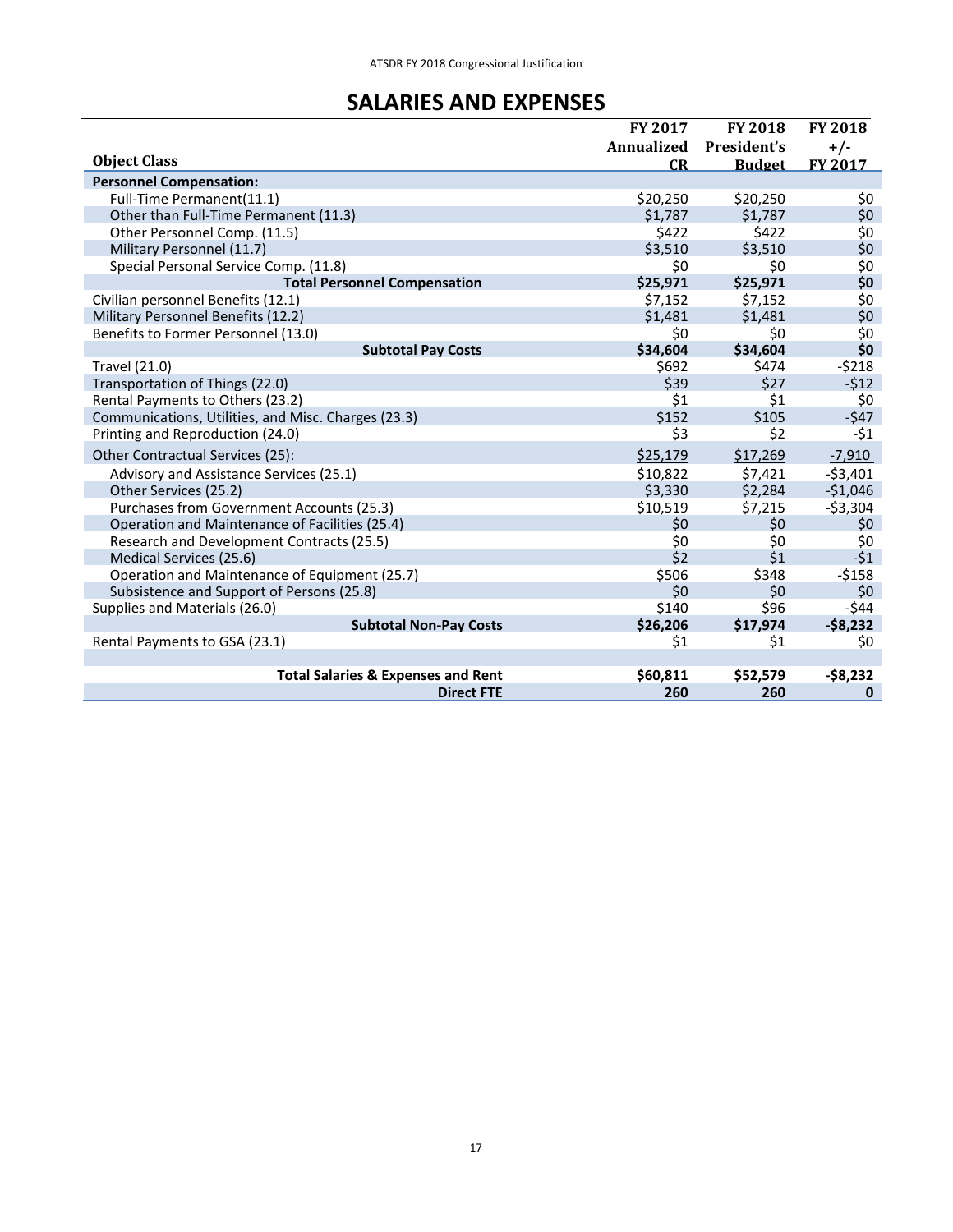# SALARIES AND EXPENSES

| Object Class | FY 2017 Annualized CR | FY 2018 President's Budget | FY 2018 +/- FY 2017 |
|---|---|---|---|
| **Personnel Compensation:** | | | |
| Full-Time Permanent(11.1) | $20,250 | $20,250 | $0 |
| Other than Full-Time Permanent (11.3) | $1,787 | $1,787 | $0 |
| Other Personnel Comp. (11.5) | $422 | $422 | $0 |
| Military Personnel (11.7) | $3,510 | $3,510 | $0 |
| Special Personal Service Comp. (11.8) | $0 | $0 | $0 |
| **Total Personnel Compensation** | **$25,971** | **$25,971** | **$0** |
| Civilian personnel Benefits (12.1) | $7,152 | $7,152 | $0 |
| Military Personnel Benefits (12.2) | $1,481 | $1,481 | $0 |
| Benefits to Former Personnel (13.0) | $0 | $0 | $0 |
| **Subtotal Pay Costs** | **$34,604** | **$34,604** | **$0** |
| Travel (21.0) | $692 | $474 | -$218 |
| Transportation of Things (22.0) | $39 | $27 | -$12 |
| Rental Payments to Others (23.2) | $1 | $1 | $0 |
| Communications, Utilities, and Misc. Charges (23.3) | $152 | $105 | -$47 |
| Printing and Reproduction (24.0) | $3 | $2 | -$1 |
| Other Contractual Services (25): | $25,179 | $17,269 | -7,910 |
| Advisory and Assistance Services (25.1) | $10,822 | $7,421 | -$3,401 |
| Other Services (25.2) | $3,330 | $2,284 | -$1,046 |
| Purchases from Government Accounts (25.3) | $10,519 | $7,215 | -$3,304 |
| Operation and Maintenance of Facilities (25.4) | $0 | $0 | $0 |
| Research and Development Contracts (25.5) | $0 | $0 | $0 |
| Medical Services (25.6) | $2 | $1 | -$1 |
| Operation and Maintenance of Equipment (25.7) | $506 | $348 | -$158 |
| Subsistence and Support of Persons (25.8) | $0 | $0 | $0 |
| Supplies and Materials (26.0) | $140 | $96 | -$44 |
| **Subtotal Non-Pay Costs** | **$26,206** | **$17,974** | **-$8,232** |
| Rental Payments to GSA (23.1) | $1 | $1 | $0 |
| | | | |
| **Total Salaries & Expenses and Rent** | **$60,811** | **$52,579** | **-$8,232** |
| **Direct FTE** | **260** | **260** | **0** |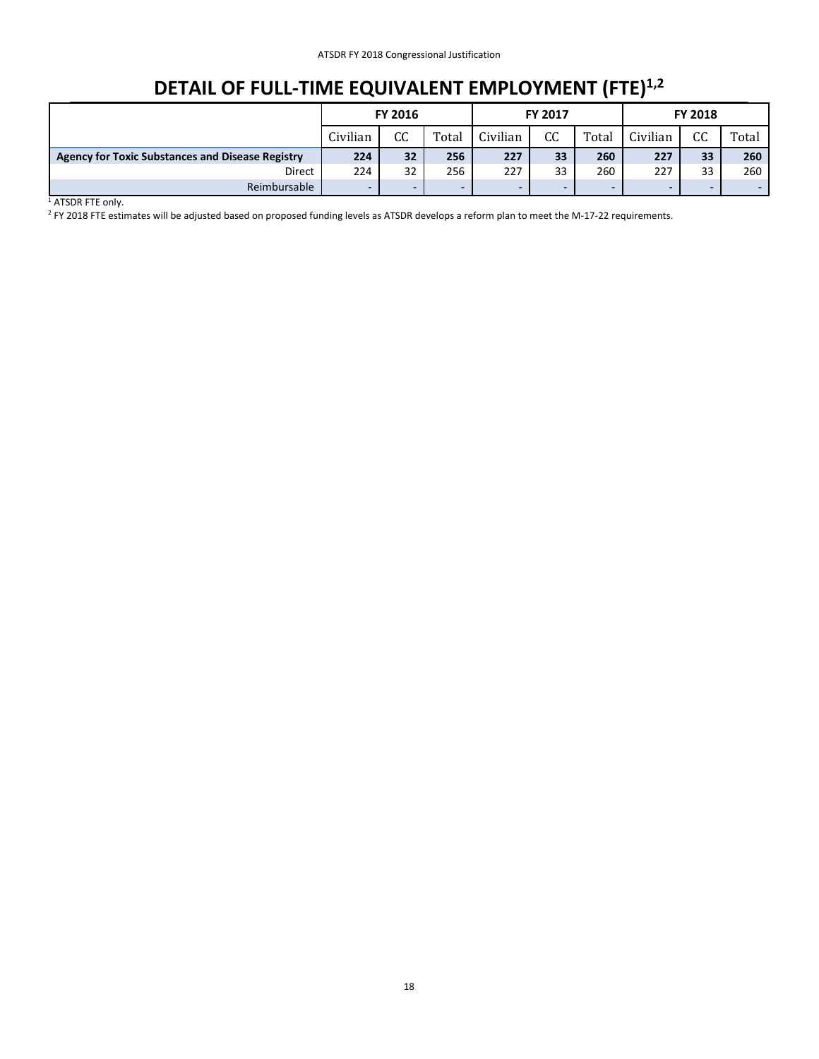# DETAIL OF FULL-TIME EQUIVALENT EMPLOYMENT (FTE)[1,2]

| | FY 2016 | | | FY 2017 | | | FY 2018 | | |
|---|---|---|---|---|---|---|---|---|---|
| | Civilian | CC | Total | Civilian | CC | Total | Civilian | CC | Total |
| **Agency for Toxic Substances and Disease Registry** | **224** | **32** | **256** | **227** | **33** | **260** | **227** | **33** | **260** |
| Direct | 224 | 32 | 256 | 227 | 33 | 260 | 227 | 33 | 260 |
| Reimbursable | - | - | - | - | - | - | - | - | - |

[1] ATSDR FTE only.

[2] FY 2018 FTE estimates will be adjusted based on proposed funding levels as ATSDR develops a reform plan to meet the M-17-22 requirements.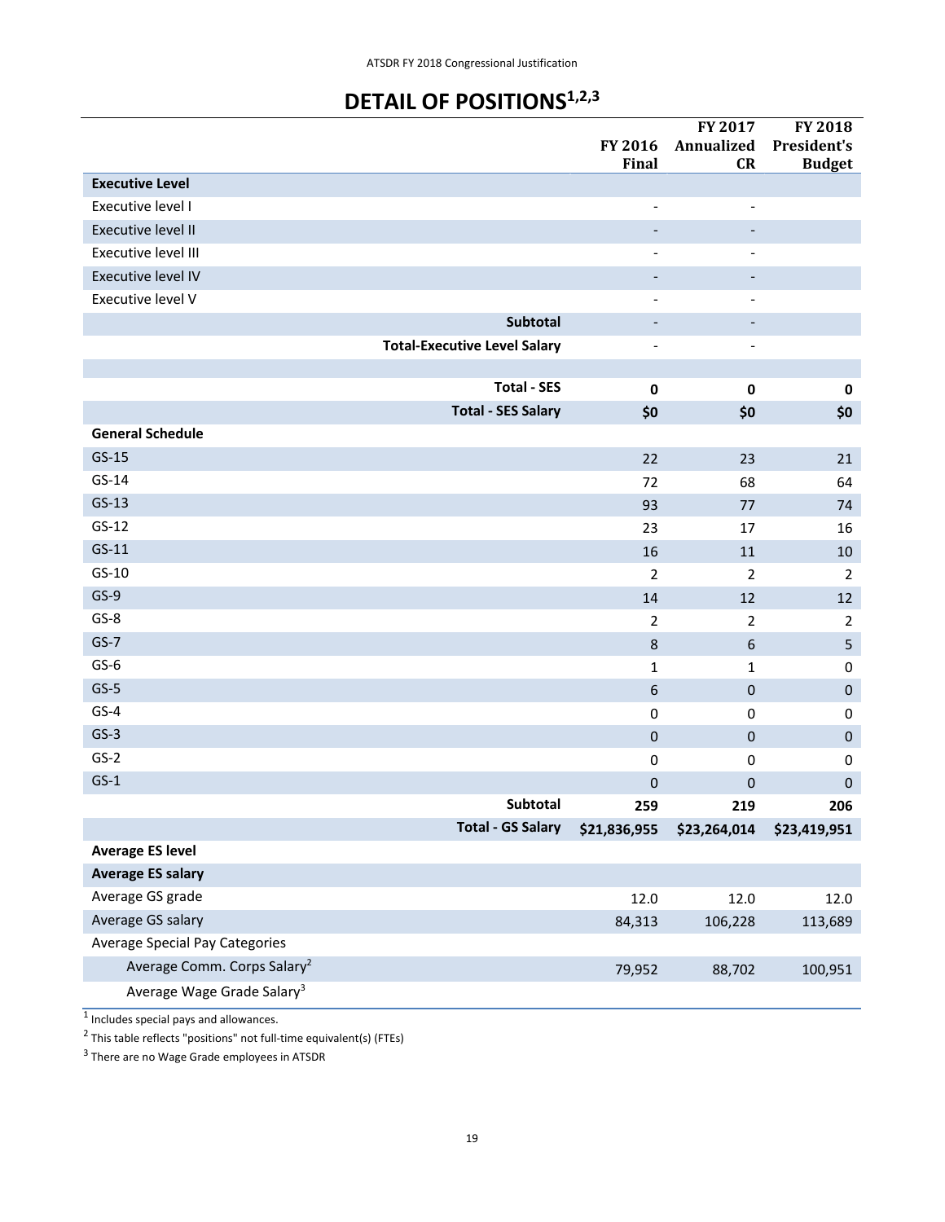# DETAIL OF POSITIONS[1,2,3]

| | FY 2016 Final | FY 2017 Annualized CR | FY 2018 President's Budget |
|---|---|---|---|
| **Executive Level** | | | |
| Executive level I | - | - | |
| Executive level II | - | - | |
| Executive level III | - | - | |
| Executive level IV | - | - | |
| Executive level V | - | - | |
| **Subtotal** | - | - | |
| **Total-Executive Level Salary** | - | - | |
| | | | |
| **Total - SES** | **0** | **0** | **0** |
| **Total - SES Salary** | **$0** | **$0** | **$0** |
| **General Schedule** | | | |
| GS-15 | 22 | 23 | 21 |
| GS-14 | 72 | 68 | 64 |
| GS-13 | 93 | 77 | 74 |
| GS-12 | 23 | 17 | 16 |
| GS-11 | 16 | 11 | 10 |
| GS-10 | 2 | 2 | 2 |
| GS-9 | 14 | 12 | 12 |
| GS-8 | 2 | 2 | 2 |
| GS-7 | 8 | 6 | 5 |
| GS-6 | 1 | 1 | 0 |
| GS-5 | 6 | 0 | 0 |
| GS-4 | 0 | 0 | 0 |
| GS-3 | 0 | 0 | 0 |
| GS-2 | 0 | 0 | 0 |
| GS-1 | 0 | 0 | 0 |
| **Subtotal** | **259** | **219** | **206** |
| **Total - GS Salary** | **$21,836,955** | **$23,264,014** | **$23,419,951** |
| **Average ES level** | | | |
| **Average ES salary** | | | |
| Average GS grade | 12.0 | 12.0 | 12.0 |
| Average GS salary | 84,313 | 106,228 | 113,689 |
| Average Special Pay Categories | | | |
| Average Comm. Corps Salary[2] | 79,952 | 88,702 | 100,951 |
| Average Wage Grade Salary[3] | | | |

[1] Includes special pays and allowances.

[2] This table reflects "positions" not full-time equivalent(s) (FTEs)

[3] There are no Wage Grade employees in ATSDR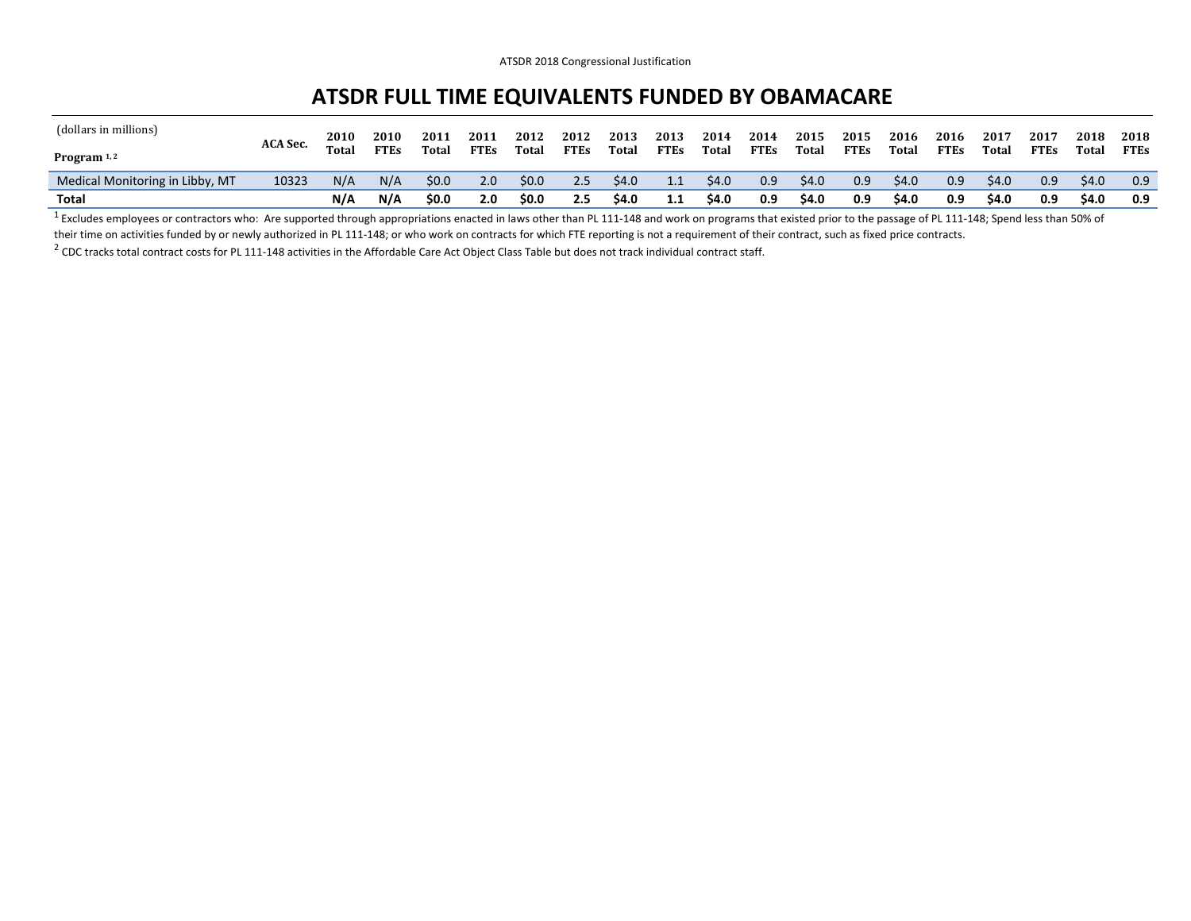# ATSDR FULL TIME EQUIVALENTS FUNDED BY OBAMACARE

| (dollars in millions)<br>Program [1, 2] | ACA Sec. | 2010 Total | 2010 FTEs | 2011 Total | 2011 FTEs | 2012 Total | 2012 FTEs | 2013 Total | 2013 FTEs | 2014 Total | 2014 FTEs | 2015 Total | 2015 FTEs | 2016 Total | 2016 FTEs | 2017 Total | 2017 FTEs | 2018 Total | 2018 FTEs |
|---|---|---|---|---|---|---|---|---|---|---|---|---|---|---|---|---|---|---|---|
| Medical Monitoring in Libby, MT | 10323 | N/A | N/A | $0.0 | 2.0 | $0.0 | 2.5 | $4.0 | 1.1 | $4.0 | 0.9 | $4.0 | 0.9 | $4.0 | 0.9 | $4.0 | 0.9 | $4.0 | 0.9 |
| **Total** | | **N/A** | **N/A** | **$0.0** | **2.0** | **$0.0** | **2.5** | **$4.0** | **1.1** | **$4.0** | **0.9** | **$4.0** | **0.9** | **$4.0** | **0.9** | **$4.0** | **0.9** | **$4.0** | **0.9** |

[1] Excludes employees or contractors who: Are supported through appropriations enacted in laws other than PL 111-148 and work on programs that existed prior to the passage of PL 111-148; Spend less than 50% of their time on activities funded by or newly authorized in PL 111-148; or who work on contracts for which FTE reporting is not a requirement of their contract, such as fixed price contracts.

[2] CDC tracks total contract costs for PL 111-148 activities in the Affordable Care Act Object Class Table but does not track individual contract staff.